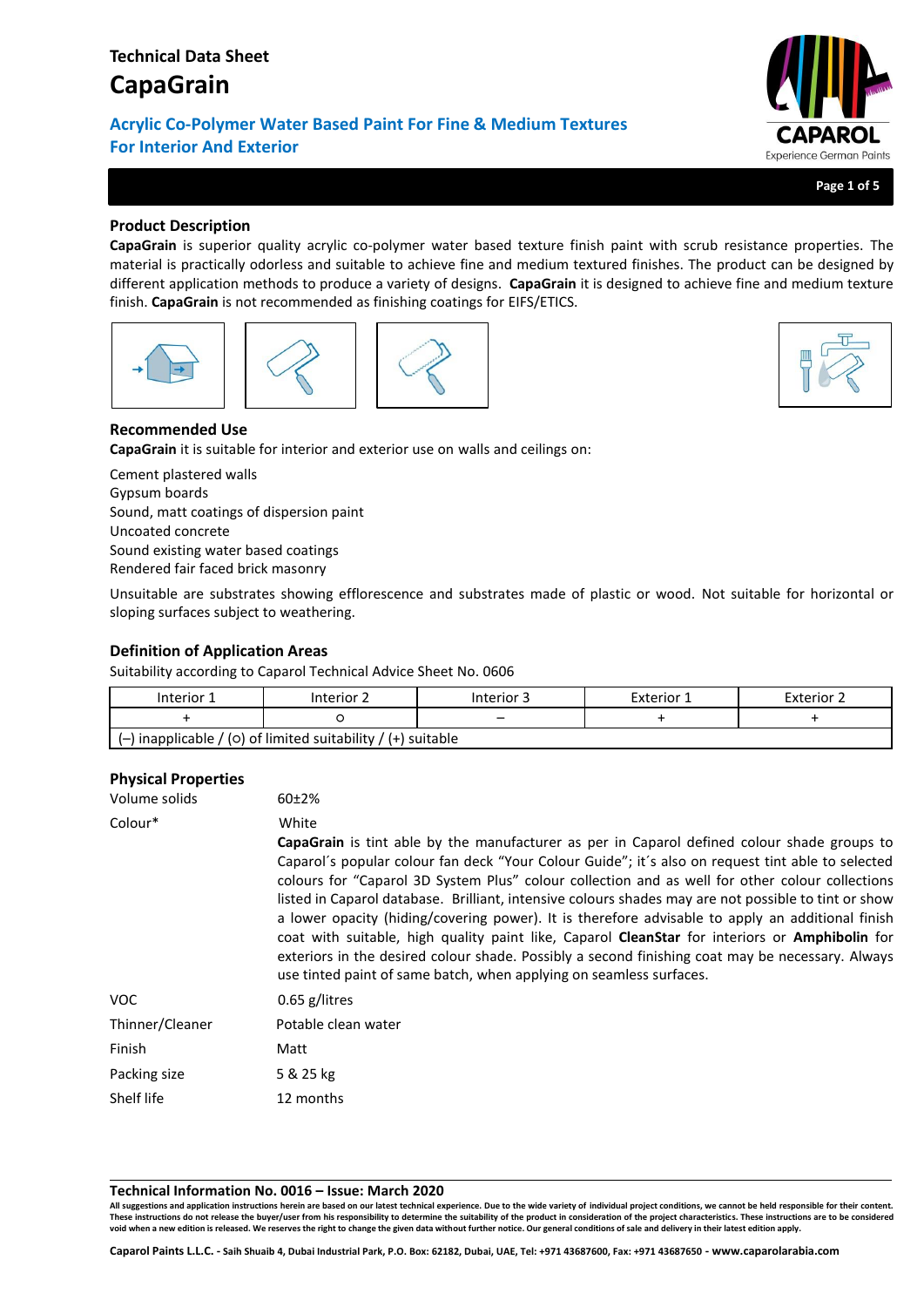# Technical Data Sheet

# CapaGrain

## Acrylic Co-Polymer Water Based Paint For Fine & Medium Textures For Interior And Exterior

### Product Description

**CapaGrain** is superior quality acrylic co-polymer water based texture finish paint with scrub resistance properties. The material is practically odorless and suitable to achieve fine and medium textured finishes. The product can be designed by different application methods to produce a variety of designs. **CapaGrain** it is designed to achieve fine and medium texture finish. **CapaGrain** is not recommended as finishing coatings for EIFS/ETICS.

### Recommended Use

**CapaGrain** it is suitable for interior and exterior use on walls and ceilings on:

Cement plastered walls
Gypsum boards
Sound, matt coatings of dispersion paint
Uncoated concrete
Sound existing water based coatings
Rendered fair faced brick masonry

Unsuitable are substrates showing efflorescence and substrates made of plastic or wood. Not suitable for horizontal or sloping surfaces subject to weathering.

### Definition of Application Areas

Suitability according to Caparol Technical Advice Sheet No. 0606

| Interior 1 | Interior 2 | Interior 3 | Exterior 1 | Exterior 2 |
|---|---|---|---|---|
| + | ○ | – | + | + |
| (–) inapplicable / (○) of limited suitability / (+) suitable | | | | |

### Physical Properties

| | |
|---|---|
| Volume solids | 60±2% |
| Colour* | White<br>**CapaGrain** is tint able by the manufacturer as per in Caparol defined colour shade groups to Caparol´s popular colour fan deck "Your Colour Guide"; it´s also on request tint able to selected colours for "Caparol 3D System Plus" colour collection and as well for other colour collections listed in Caparol database. Brilliant, intensive colours shades may are not possible to tint or show a lower opacity (hiding/covering power). It is therefore advisable to apply an additional finish coat with suitable, high quality paint like, Caparol **CleanStar** for interiors or **Amphibolin** for exteriors in the desired colour shade. Possibly a second finishing coat may be necessary. Always use tinted paint of same batch, when applying on seamless surfaces. |
| VOC | 0.65 g/litres |
| Thinner/Cleaner | Potable clean water |
| Finish | Matt |
| Packing size | 5 & 25 kg |
| Shelf life | 12 months |

**Technical Information No. 0016 – Issue: March 2020**

All suggestions and application instructions herein are based on our latest technical experience. Due to the wide variety of individual project conditions, we cannot be held responsible for their content. These instructions do not release the buyer/user from his responsibility to determine the suitability of the product in consideration of the project characteristics. These instructions are to be considered void when a new edition is released. We reserves the right to change the given data without further notice. Our general conditions of sale and delivery in their latest edition apply.

**Caparol Paints L.L.C.** - Saih Shuaib 4, Dubai Industrial Park, P.O. Box: 62182, Dubai, UAE, Tel: +971 43687600, Fax: +971 43687650 - **www.caparolarabia.com**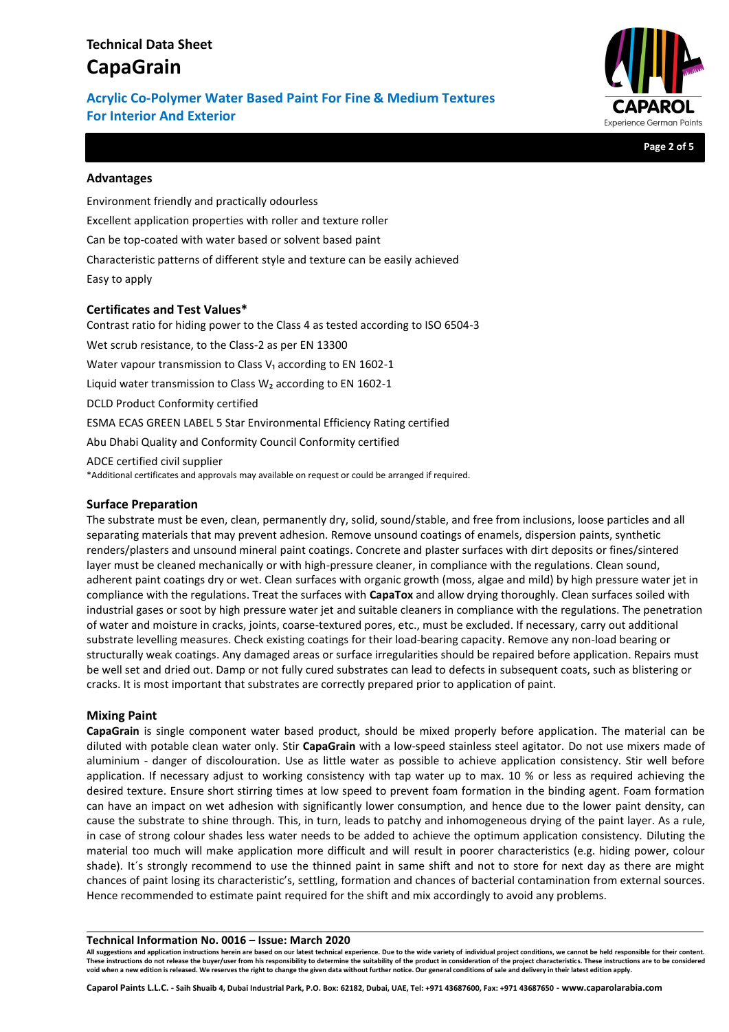## Advantages

Environment friendly and practically odourless

Excellent application properties with roller and texture roller

Can be top-coated with water based or solvent based paint

Characteristic patterns of different style and texture can be easily achieved

Easy to apply

## Certificates and Test Values*

Contrast ratio for hiding power to the Class 4 as tested according to ISO 6504-3

Wet scrub resistance, to the Class-2 as per EN 13300

Water vapour transmission to Class $V_1$ according to EN 1602-1

Liquid water transmission to Class $W_2$ according to EN 1602-1

DCLD Product Conformity certified

ESMA ECAS GREEN LABEL 5 Star Environmental Efficiency Rating certified

Abu Dhabi Quality and Conformity Council Conformity certified

ADCE certified civil supplier

*Additional certificates and approvals may available on request or could be arranged if required.

## Surface Preparation

The substrate must be even, clean, permanently dry, solid, sound/stable, and free from inclusions, loose particles and all separating materials that may prevent adhesion. Remove unsound coatings of enamels, dispersion paints, synthetic renders/plasters and unsound mineral paint coatings. Concrete and plaster surfaces with dirt deposits or fines/sintered layer must be cleaned mechanically or with high-pressure cleaner, in compliance with the regulations. Clean sound, adherent paint coatings dry or wet. Clean surfaces with organic growth (moss, algae and mild) by high pressure water jet in compliance with the regulations. Treat the surfaces with **CapaTox** and allow drying thoroughly. Clean surfaces soiled with industrial gases or soot by high pressure water jet and suitable cleaners in compliance with the regulations. The penetration of water and moisture in cracks, joints, coarse-textured pores, etc., must be excluded. If necessary, carry out additional substrate levelling measures. Check existing coatings for their load-bearing capacity. Remove any non-load bearing or structurally weak coatings. Any damaged areas or surface irregularities should be repaired before application. Repairs must be well set and dried out. Damp or not fully cured substrates can lead to defects in subsequent coats, such as blistering or cracks. It is most important that substrates are correctly prepared prior to application of paint.

## Mixing Paint

**CapaGrain** is single component water based product, should be mixed properly before application. The material can be diluted with potable clean water only. Stir **CapaGrain** with a low-speed stainless steel agitator. Do not use mixers made of aluminium - danger of discolouration. Use as little water as possible to achieve application consistency. Stir well before application. If necessary adjust to working consistency with tap water up to max. 10 % or less as required achieving the desired texture. Ensure short stirring times at low speed to prevent foam formation in the binding agent. Foam formation can have an impact on wet adhesion with significantly lower consumption, and hence due to the lower paint density, can cause the substrate to shine through. This, in turn, leads to patchy and inhomogeneous drying of the paint layer. As a rule, in case of strong colour shades less water needs to be added to achieve the optimum application consistency. Diluting the material too much will make application more difficult and will result in poorer characteristics (e.g. hiding power, colour shade). It´s strongly recommend to use the thinned paint in same shift and not to store for next day as there are might chances of paint losing its characteristic's, settling, formation and chances of bacterial contamination from external sources. Hence recommended to estimate paint required for the shift and mix accordingly to avoid any problems.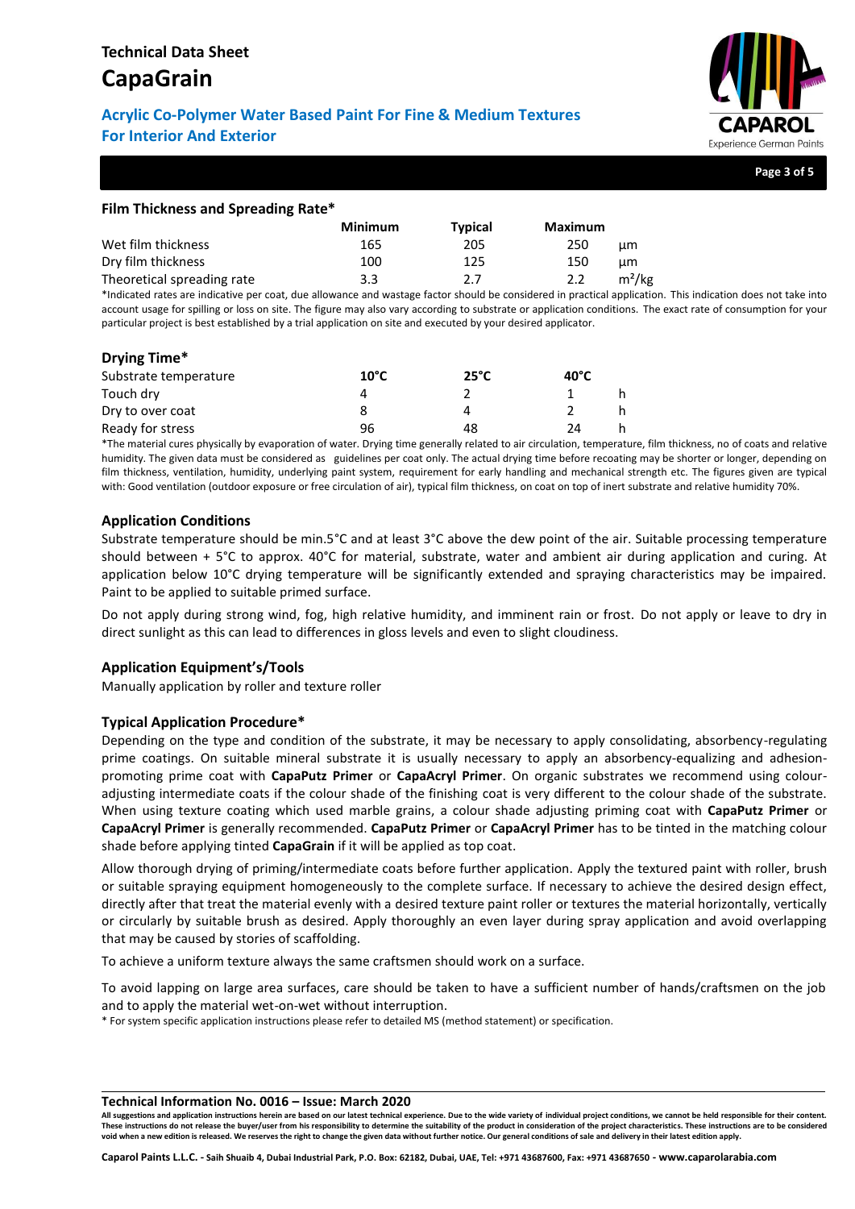### Film Thickness and Spreading Rate*

| | Minimum | Typical | Maximum | |
|---|---|---|---|---|
| Wet film thickness | 165 | 205 | 250 | µm |
| Dry film thickness | 100 | 125 | 150 | µm |
| Theoretical spreading rate | 3.3 | 2.7 | 2.2 | $m^2/kg$ |

*Indicated rates are indicative per coat, due allowance and wastage factor should be considered in practical application. This indication does not take into account usage for spilling or loss on site. The figure may also vary according to substrate or application conditions. The exact rate of consumption for your particular project is best established by a trial application on site and executed by your desired applicator.

### Drying Time*

| Substrate temperature | 10°C | 25°C | 40°C | |
|---|---|---|---|---|
| Touch dry | 4 | 2 | 1 | h |
| Dry to over coat | 8 | 4 | 2 | h |
| Ready for stress | 96 | 48 | 24 | h |

*The material cures physically by evaporation of water. Drying time generally related to air circulation, temperature, film thickness, no of coats and relative humidity. The given data must be considered as guidelines per coat only. The actual drying time before recoating may be shorter or longer, depending on film thickness, ventilation, humidity, underlying paint system, requirement for early handling and mechanical strength etc. The figures given are typical with: Good ventilation (outdoor exposure or free circulation of air), typical film thickness, on coat on top of inert substrate and relative humidity 70%.

### Application Conditions

Substrate temperature should be min.5°C and at least 3°C above the dew point of the air. Suitable processing temperature should between + 5°C to approx. 40°C for material, substrate, water and ambient air during application and curing. At application below 10°C drying temperature will be significantly extended and spraying characteristics may be impaired. Paint to be applied to suitable primed surface.

Do not apply during strong wind, fog, high relative humidity, and imminent rain or frost. Do not apply or leave to dry in direct sunlight as this can lead to differences in gloss levels and even to slight cloudiness.

### Application Equipment's/Tools

Manually application by roller and texture roller

### Typical Application Procedure*

Depending on the type and condition of the substrate, it may be necessary to apply consolidating, absorbency-regulating prime coatings. On suitable mineral substrate it is usually necessary to apply an absorbency-equalizing and adhesion-promoting prime coat with **CapaPutz Primer** or **CapaAcryl Primer**. On organic substrates we recommend using colour-adjusting intermediate coats if the colour shade of the finishing coat is very different to the colour shade of the substrate. When using texture coating which used marble grains, a colour shade adjusting priming coat with **CapaPutz Primer** or **CapaAcryl Primer** is generally recommended. **CapaPutz Primer** or **CapaAcryl Primer** has to be tinted in the matching colour shade before applying tinted **CapaGrain** if it will be applied as top coat.

Allow thorough drying of priming/intermediate coats before further application. Apply the textured paint with roller, brush or suitable spraying equipment homogeneously to the complete surface. If necessary to achieve the desired design effect, directly after that treat the material evenly with a desired texture paint roller or textures the material horizontally, vertically or circularly by suitable brush as desired. Apply thoroughly an even layer during spray application and avoid overlapping that may be caused by stories of scaffolding.

To achieve a uniform texture always the same craftsmen should work on a surface.

To avoid lapping on large area surfaces, care should be taken to have a sufficient number of hands/craftsmen on the job and to apply the material wet-on-wet without interruption.

* For system specific application instructions please refer to detailed MS (method statement) or specification.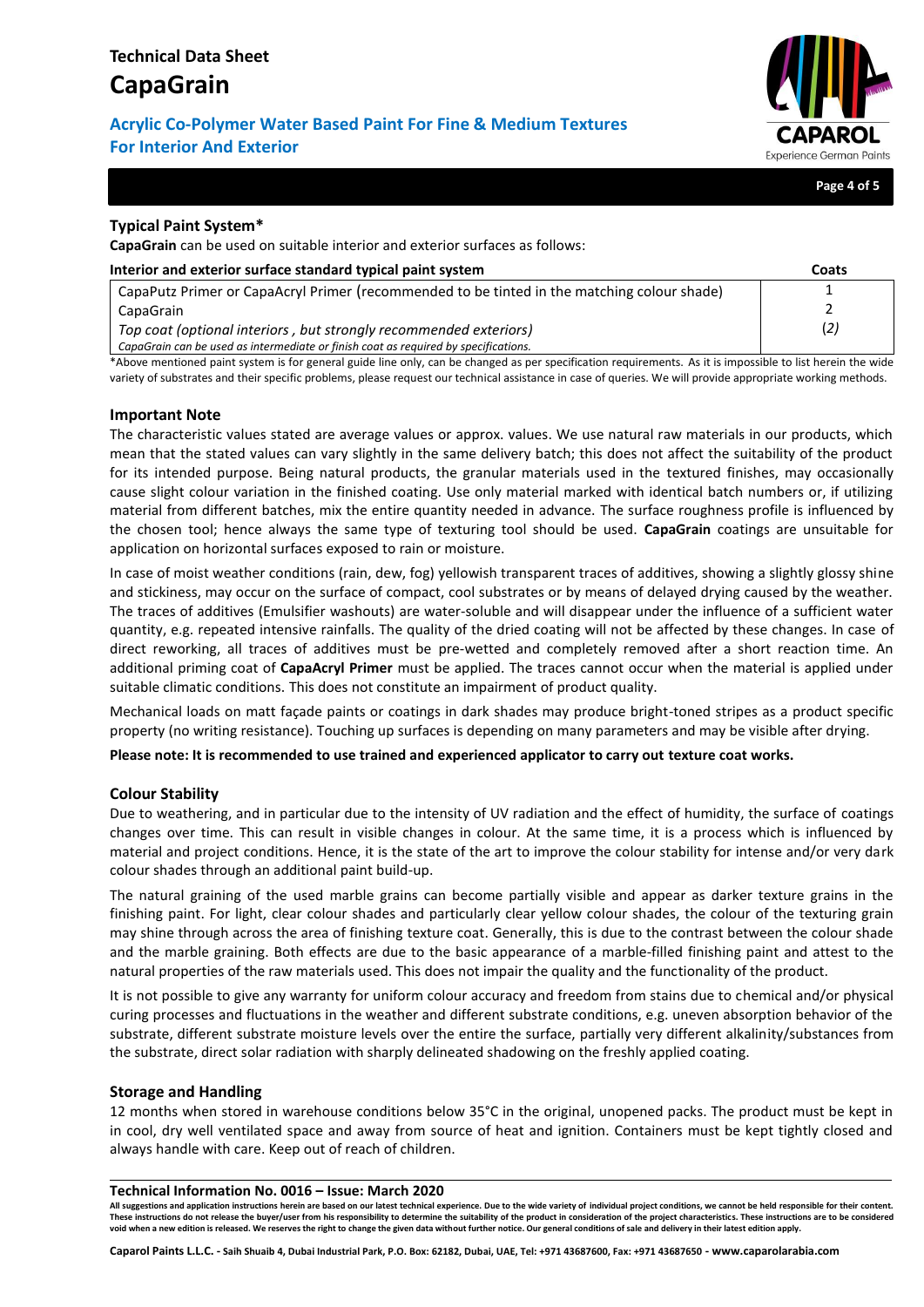### Typical Paint System*

**CapaGrain** can be used on suitable interior and exterior surfaces as follows:

| Interior and exterior surface standard typical paint system | Coats |
|---|---|
| CapaPutz Primer or CapaAcryl Primer (recommended to be tinted in the matching colour shade) | 1 |
| CapaGrain | 2 |
| *Top coat (optional interiors , but strongly recommended exteriors)* | *(2)* |
| *CapaGrain can be used as intermediate or finish coat as required by specifications.* | |

*Above mentioned paint system is for general guide line only, can be changed as per specification requirements. As it is impossible to list herein the wide variety of substrates and their specific problems, please request our technical assistance in case of queries. We will provide appropriate working methods.

### Important Note

The characteristic values stated are average values or approx. values. We use natural raw materials in our products, which mean that the stated values can vary slightly in the same delivery batch; this does not affect the suitability of the product for its intended purpose. Being natural products, the granular materials used in the textured finishes, may occasionally cause slight colour variation in the finished coating. Use only material marked with identical batch numbers or, if utilizing material from different batches, mix the entire quantity needed in advance. The surface roughness profile is influenced by the chosen tool; hence always the same type of texturing tool should be used. **CapaGrain** coatings are unsuitable for application on horizontal surfaces exposed to rain or moisture.

In case of moist weather conditions (rain, dew, fog) yellowish transparent traces of additives, showing a slightly glossy shine and stickiness, may occur on the surface of compact, cool substrates or by means of delayed drying caused by the weather. The traces of additives (Emulsifier washouts) are water-soluble and will disappear under the influence of a sufficient water quantity, e.g. repeated intensive rainfalls. The quality of the dried coating will not be affected by these changes. In case of direct reworking, all traces of additives must be pre-wetted and completely removed after a short reaction time. An additional priming coat of **CapaAcryl Primer** must be applied. The traces cannot occur when the material is applied under suitable climatic conditions. This does not constitute an impairment of product quality.

Mechanical loads on matt façade paints or coatings in dark shades may produce bright-toned stripes as a product specific property (no writing resistance). Touching up surfaces is depending on many parameters and may be visible after drying.

**Please note: It is recommended to use trained and experienced applicator to carry out texture coat works.**

### Colour Stability

Due to weathering, and in particular due to the intensity of UV radiation and the effect of humidity, the surface of coatings changes over time. This can result in visible changes in colour. At the same time, it is a process which is influenced by material and project conditions. Hence, it is the state of the art to improve the colour stability for intense and/or very dark colour shades through an additional paint build-up.

The natural graining of the used marble grains can become partially visible and appear as darker texture grains in the finishing paint. For light, clear colour shades and particularly clear yellow colour shades, the colour of the texturing grain may shine through across the area of finishing texture coat. Generally, this is due to the contrast between the colour shade and the marble graining. Both effects are due to the basic appearance of a marble-filled finishing paint and attest to the natural properties of the raw materials used. This does not impair the quality and the functionality of the product.

It is not possible to give any warranty for uniform colour accuracy and freedom from stains due to chemical and/or physical curing processes and fluctuations in the weather and different substrate conditions, e.g. uneven absorption behavior of the substrate, different substrate moisture levels over the entire the surface, partially very different alkalinity/substances from the substrate, direct solar radiation with sharply delineated shadowing on the freshly applied coating.

### Storage and Handling

12 months when stored in warehouse conditions below 35°C in the original, unopened packs. The product must be kept in in cool, dry well ventilated space and away from source of heat and ignition. Containers must be kept tightly closed and always handle with care. Keep out of reach of children.

**Technical Information No. 0016 – Issue: March 2020**

**All suggestions and application instructions herein are based on our latest technical experience. Due to the wide variety of individual project conditions, we cannot be held responsible for their content. These instructions do not release the buyer/user from his responsibility to determine the suitability of the product in consideration of the project characteristics. These instructions are to be considered void when a new edition is released. We reserves the right to change the given data without further notice. Our general conditions of sale and delivery in their latest edition apply.**

**Caparol Paints L.L.C. - Saih Shuaib 4, Dubai Industrial Park, P.O. Box: 62182, Dubai, UAE, Tel: +971 43687600, Fax: +971 43687650 - www.caparolarabia.com**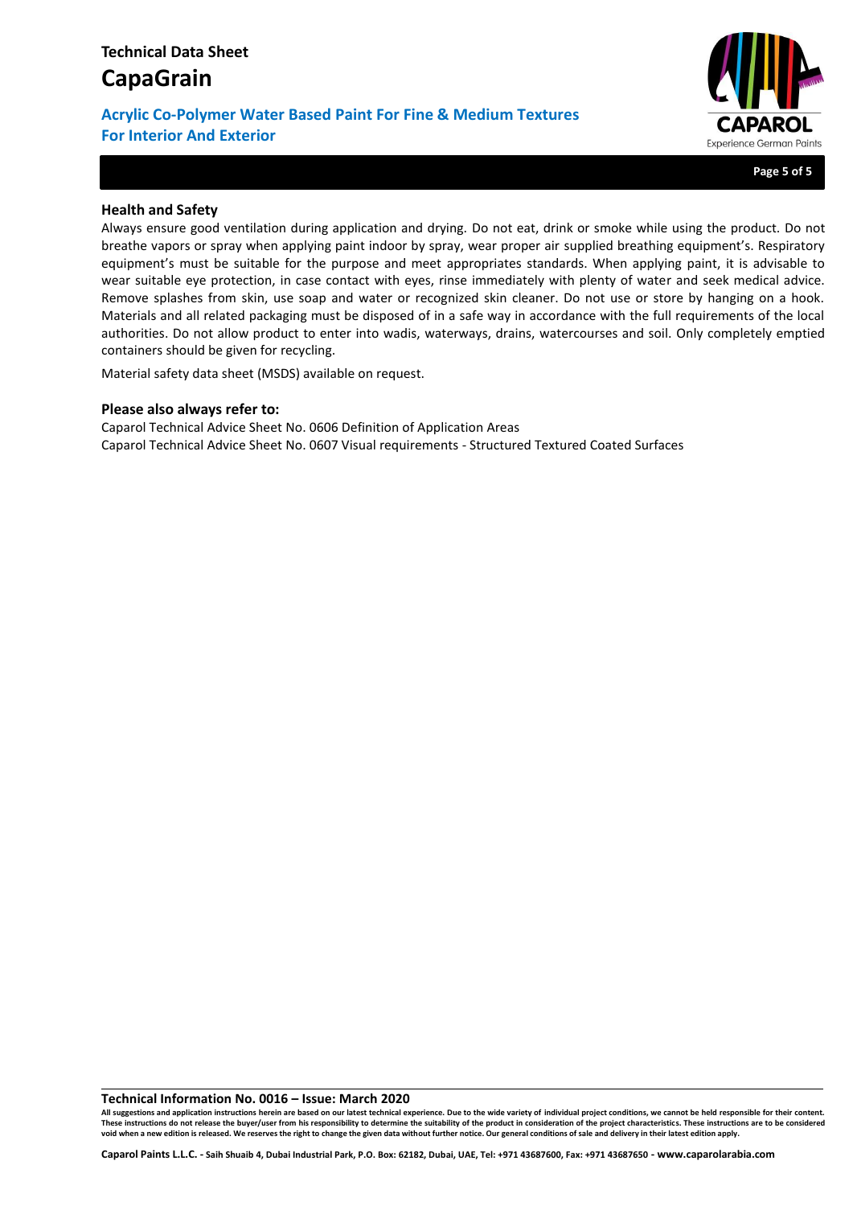## Health and Safety

Always ensure good ventilation during application and drying. Do not eat, drink or smoke while using the product. Do not breathe vapors or spray when applying paint indoor by spray, wear proper air supplied breathing equipment's. Respiratory equipment's must be suitable for the purpose and meet appropriates standards. When applying paint, it is advisable to wear suitable eye protection, in case contact with eyes, rinse immediately with plenty of water and seek medical advice. Remove splashes from skin, use soap and water or recognized skin cleaner. Do not use or store by hanging on a hook. Materials and all related packaging must be disposed of in a safe way in accordance with the full requirements of the local authorities. Do not allow product to enter into wadis, waterways, drains, watercourses and soil. Only completely emptied containers should be given for recycling.

Material safety data sheet (MSDS) available on request.

## Please also always refer to:

Caparol Technical Advice Sheet No. 0606 Definition of Application Areas
Caparol Technical Advice Sheet No. 0607 Visual requirements - Structured Textured Coated Surfaces

**Technical Information No. 0016 – Issue: March 2020**

**All suggestions and application instructions herein are based on our latest technical experience. Due to the wide variety of individual project conditions, we cannot be held responsible for their content. These instructions do not release the buyer/user from his responsibility to determine the suitability of the product in consideration of the project characteristics. These instructions are to be considered void when a new edition is released. We reserves the right to change the given data without further notice. Our general conditions of sale and delivery in their latest edition apply.**

**Caparol Paints L.L.C. - Saih Shuaib 4, Dubai Industrial Park, P.O. Box: 62182, Dubai, UAE, Tel: +971 43687600, Fax: +971 43687650 - www.caparolarabia.com**